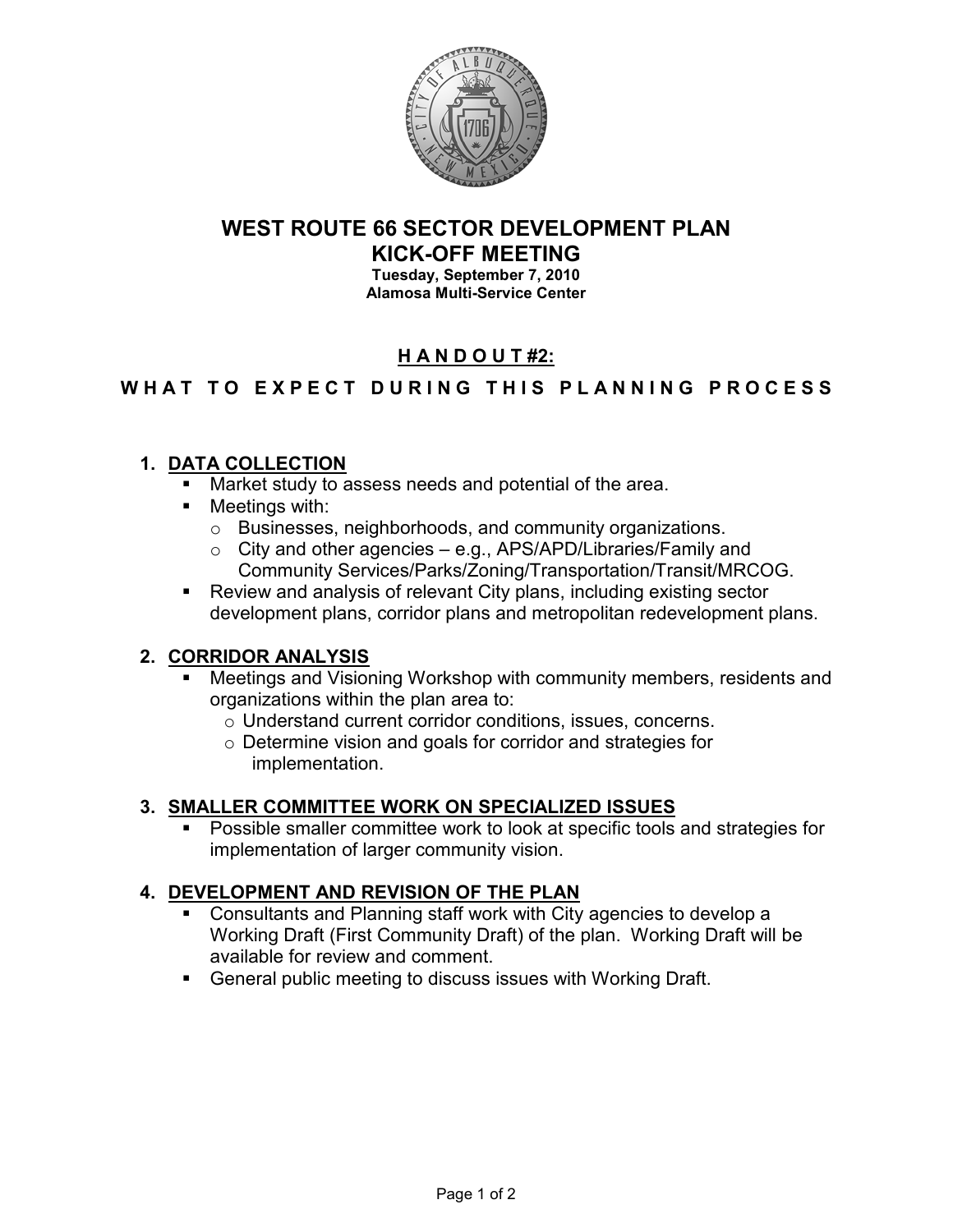# WEST ROUTE 66 SECTOR DEVELOPMENT PLAN
# KICK-OFF MEETING

**Tuesday, September 7, 2010**
**Alamosa Multi-Service Center**

## H A N D O U T #2:

## W H A T T O E X P E C T D U R I N G T H I S P L A N N I N G P R O C E S S

1. **DATA COLLECTION**
   - Market study to assess needs and potential of the area.
   - Meetings with:
     - Businesses, neighborhoods, and community organizations.
     - City and other agencies – e.g., APS/APD/Libraries/Family and Community Services/Parks/Zoning/Transportation/Transit/MRCOG.
   - Review and analysis of relevant City plans, including existing sector development plans, corridor plans and metropolitan redevelopment plans.

2. **CORRIDOR ANALYSIS**
   - Meetings and Visioning Workshop with community members, residents and organizations within the plan area to:
     - Understand current corridor conditions, issues, concerns.
     - Determine vision and goals for corridor and strategies for implementation.

3. **SMALLER COMMITTEE WORK ON SPECIALIZED ISSUES**
   - Possible smaller committee work to look at specific tools and strategies for implementation of larger community vision.

4. **DEVELOPMENT AND REVISION OF THE PLAN**
   - Consultants and Planning staff work with City agencies to develop a Working Draft (First Community Draft) of the plan. Working Draft will be available for review and comment.
   - General public meeting to discuss issues with Working Draft.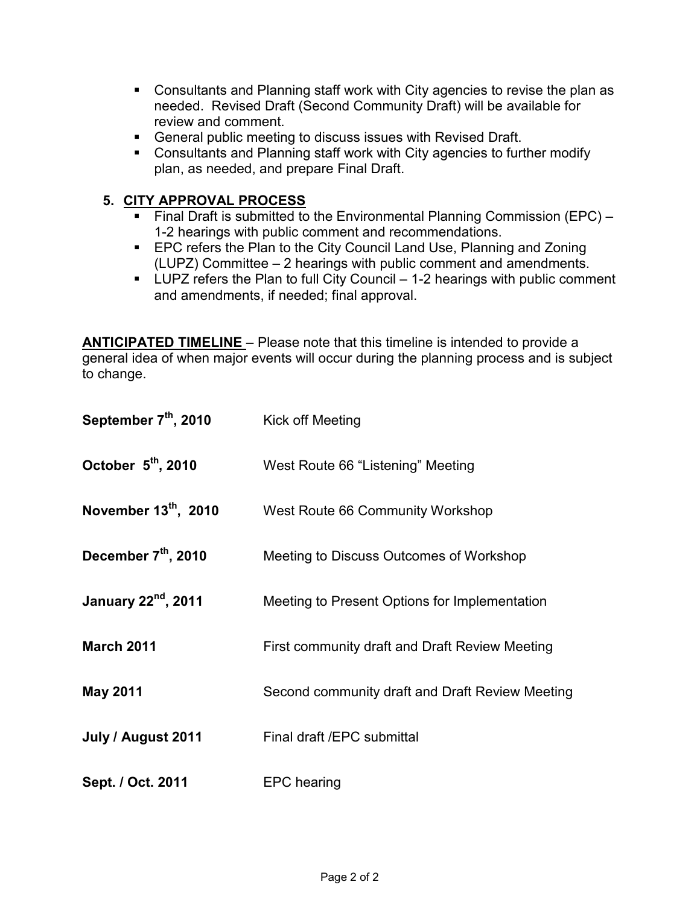- Consultants and Planning staff work with City agencies to revise the plan as needed. Revised Draft (Second Community Draft) will be available for review and comment.
- General public meeting to discuss issues with Revised Draft.
- Consultants and Planning staff work with City agencies to further modify plan, as needed, and prepare Final Draft.

## 5. CITY APPROVAL PROCESS

- Final Draft is submitted to the Environmental Planning Commission (EPC) – 1-2 hearings with public comment and recommendations.
- EPC refers the Plan to the City Council Land Use, Planning and Zoning (LUPZ) Committee – 2 hearings with public comment and amendments.
- LUPZ refers the Plan to full City Council – 1-2 hearings with public comment and amendments, if needed; final approval.

**ANTICIPATED TIMELINE** – Please note that this timeline is intended to provide a general idea of when major events will occur during the planning process and is subject to change.

| | |
|---|---|
| **September 7th, 2010** | Kick off Meeting |
| **October 5th, 2010** | West Route 66 "Listening" Meeting |
| **November 13th, 2010** | West Route 66 Community Workshop |
| **December 7th, 2010** | Meeting to Discuss Outcomes of Workshop |
| **January 22nd, 2011** | Meeting to Present Options for Implementation |
| **March 2011** | First community draft and Draft Review Meeting |
| **May 2011** | Second community draft and Draft Review Meeting |
| **July / August 2011** | Final draft /EPC submittal |
| **Sept. / Oct. 2011** | EPC hearing |